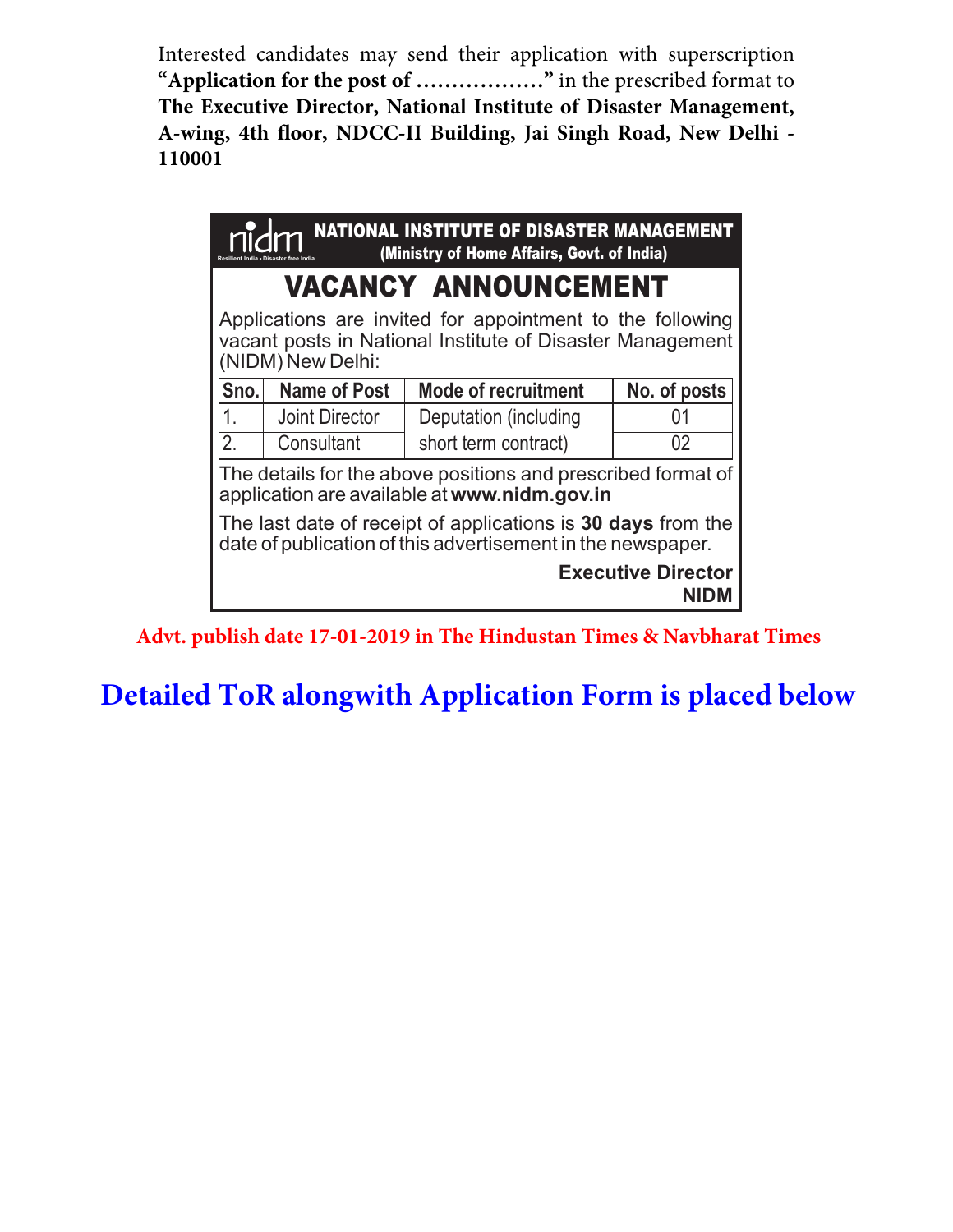Interested candidates may send their application with superscription **"Application for the post of ………………"** in the prescribed format to **The Executive Director, National Institute of Disaster Management, A-wing, 4th floor, NDCC-II Building, Jai Singh Road, New Delhi - 110001**

nidm
Resilient India • Disaster free India

**NATIONAL INSTITUTE OF DISASTER MANAGEMENT**
**(Ministry of Home Affairs, Govt. of India)**

# VACANCY ANNOUNCEMENT

Applications are invited for appointment to the following vacant posts in National Institute of Disaster Management (NIDM) New Delhi:

| Sno. | Name of Post | Mode of recruitment | No. of posts |
|---|---|---|---|
| 1. | Joint Director | Deputation (including short term contract) | 01 |
| 2. | Consultant | | 02 |

The details for the above positions and prescribed format of application are available at **www.nidm.gov.in**

The last date of receipt of applications is **30 days** from the date of publication of this advertisement in the newspaper.

**Executive Director**
**NIDM**

**Advt. publish date 17-01-2019 in The Hindustan Times & Navbharat Times**

## Detailed ToR alongwith Application Form is placed below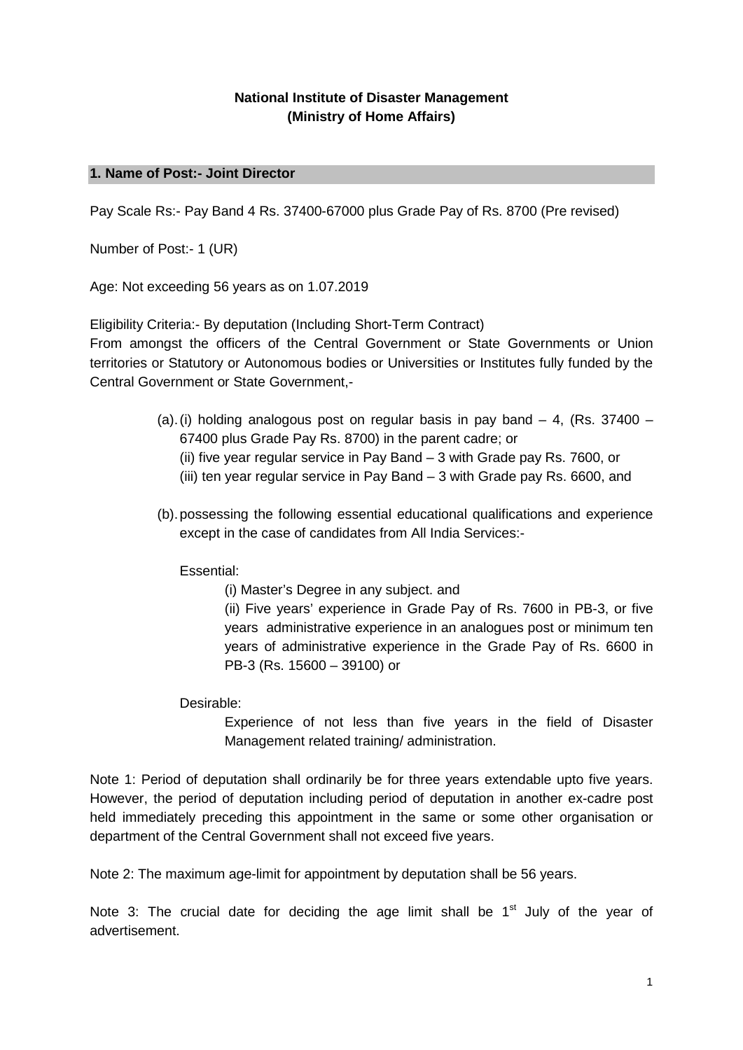**National Institute of Disaster Management**
**(Ministry of Home Affairs)**

## 1. Name of Post:- Joint Director

Pay Scale Rs:- Pay Band 4 Rs. 37400-67000 plus Grade Pay of Rs. 8700 (Pre revised)

Number of Post:- 1 (UR)

Age: Not exceeding 56 years as on 1.07.2019

Eligibility Criteria:- By deputation (Including Short-Term Contract)
From amongst the officers of the Central Government or State Governments or Union territories or Statutory or Autonomous bodies or Universities or Institutes fully funded by the Central Government or State Government,-

(a). (i) holding analogous post on regular basis in pay band – 4, (Rs. 37400 – 67400 plus Grade Pay Rs. 8700) in the parent cadre; or
(ii) five year regular service in Pay Band – 3 with Grade pay Rs. 7600, or
(iii) ten year regular service in Pay Band – 3 with Grade pay Rs. 6600, and

(b). possessing the following essential educational qualifications and experience except in the case of candidates from All India Services:-

Essential:

(i) Master's Degree in any subject. and
(ii) Five years' experience in Grade Pay of Rs. 7600 in PB-3, or five years administrative experience in an analogues post or minimum ten years of administrative experience in the Grade Pay of Rs. 6600 in PB-3 (Rs. 15600 – 39100) or

Desirable:

Experience of not less than five years in the field of Disaster Management related training/ administration.

Note 1: Period of deputation shall ordinarily be for three years extendable upto five years. However, the period of deputation including period of deputation in another ex-cadre post held immediately preceding this appointment in the same or some other organisation or department of the Central Government shall not exceed five years.

Note 2: The maximum age-limit for appointment by deputation shall be 56 years.

Note 3: The crucial date for deciding the age limit shall be 1st July of the year of advertisement.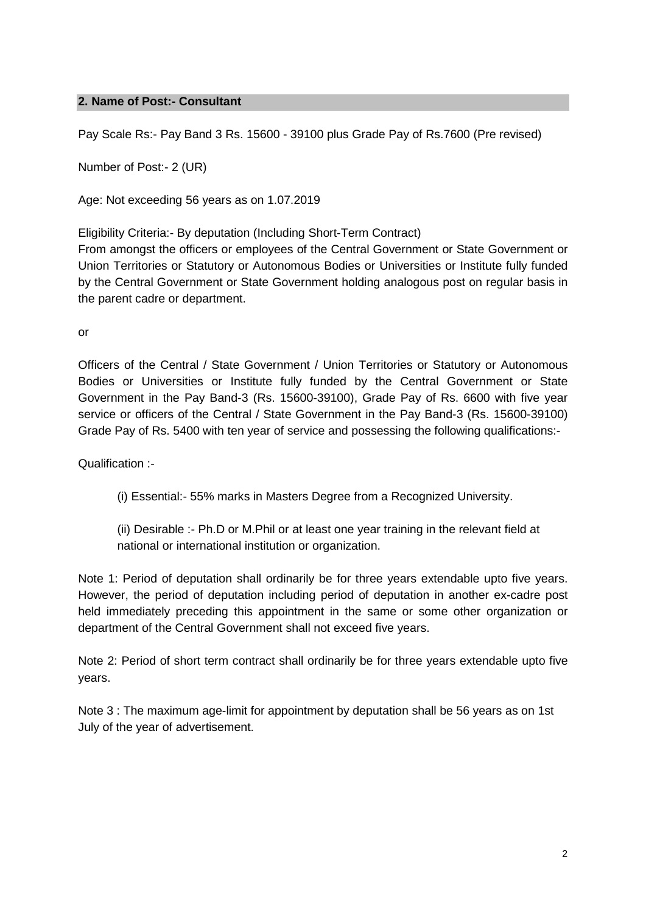## 2. Name of Post:- Consultant

Pay Scale Rs:- Pay Band 3 Rs. 15600 - 39100 plus Grade Pay of Rs.7600 (Pre revised)

Number of Post:- 2 (UR)

Age: Not exceeding 56 years as on 1.07.2019

Eligibility Criteria:- By deputation (Including Short-Term Contract)
From amongst the officers or employees of the Central Government or State Government or Union Territories or Statutory or Autonomous Bodies or Universities or Institute fully funded by the Central Government or State Government holding analogous post on regular basis in the parent cadre or department.

or

Officers of the Central / State Government / Union Territories or Statutory or Autonomous Bodies or Universities or Institute fully funded by the Central Government or State Government in the Pay Band-3 (Rs. 15600-39100), Grade Pay of Rs. 6600 with five year service or officers of the Central / State Government in the Pay Band-3 (Rs. 15600-39100) Grade Pay of Rs. 5400 with ten year of service and possessing the following qualifications:-

Qualification :-

(i) Essential:- 55% marks in Masters Degree from a Recognized University.

(ii) Desirable :- Ph.D or M.Phil or at least one year training in the relevant field at national or international institution or organization.

Note 1: Period of deputation shall ordinarily be for three years extendable upto five years. However, the period of deputation including period of deputation in another ex-cadre post held immediately preceding this appointment in the same or some other organization or department of the Central Government shall not exceed five years.

Note 2: Period of short term contract shall ordinarily be for three years extendable upto five years.

Note 3 : The maximum age-limit for appointment by deputation shall be 56 years as on 1st July of the year of advertisement.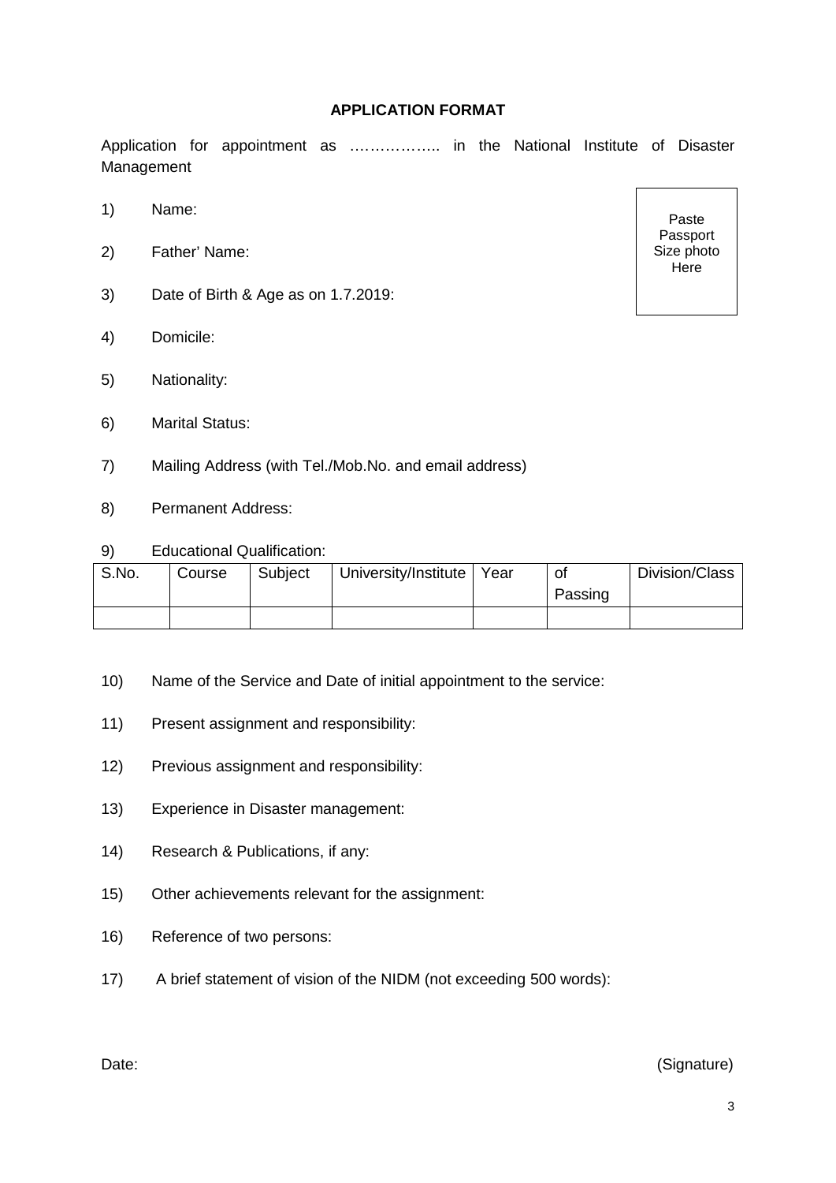## APPLICATION FORMAT

Application for appointment as …………….. in the National Institute of Disaster Management

Paste Passport Size photo Here

1) Name:

2) Father' Name:

3) Date of Birth & Age as on 1.7.2019:

4) Domicile:

5) Nationality:

6) Marital Status:

7) Mailing Address (with Tel./Mob.No. and email address)

8) Permanent Address:

9) Educational Qualification:

| S.No. | Course | Subject | University/Institute | Year | of Passing | Division/Class |
|---|---|---|---|---|---|---|
| | | | | | | |

10) Name of the Service and Date of initial appointment to the service:

11) Present assignment and responsibility:

12) Previous assignment and responsibility:

13) Experience in Disaster management:

14) Research & Publications, if any:

15) Other achievements relevant for the assignment:

16) Reference of two persons:

17) A brief statement of vision of the NIDM (not exceeding 500 words):

Date: (Signature)